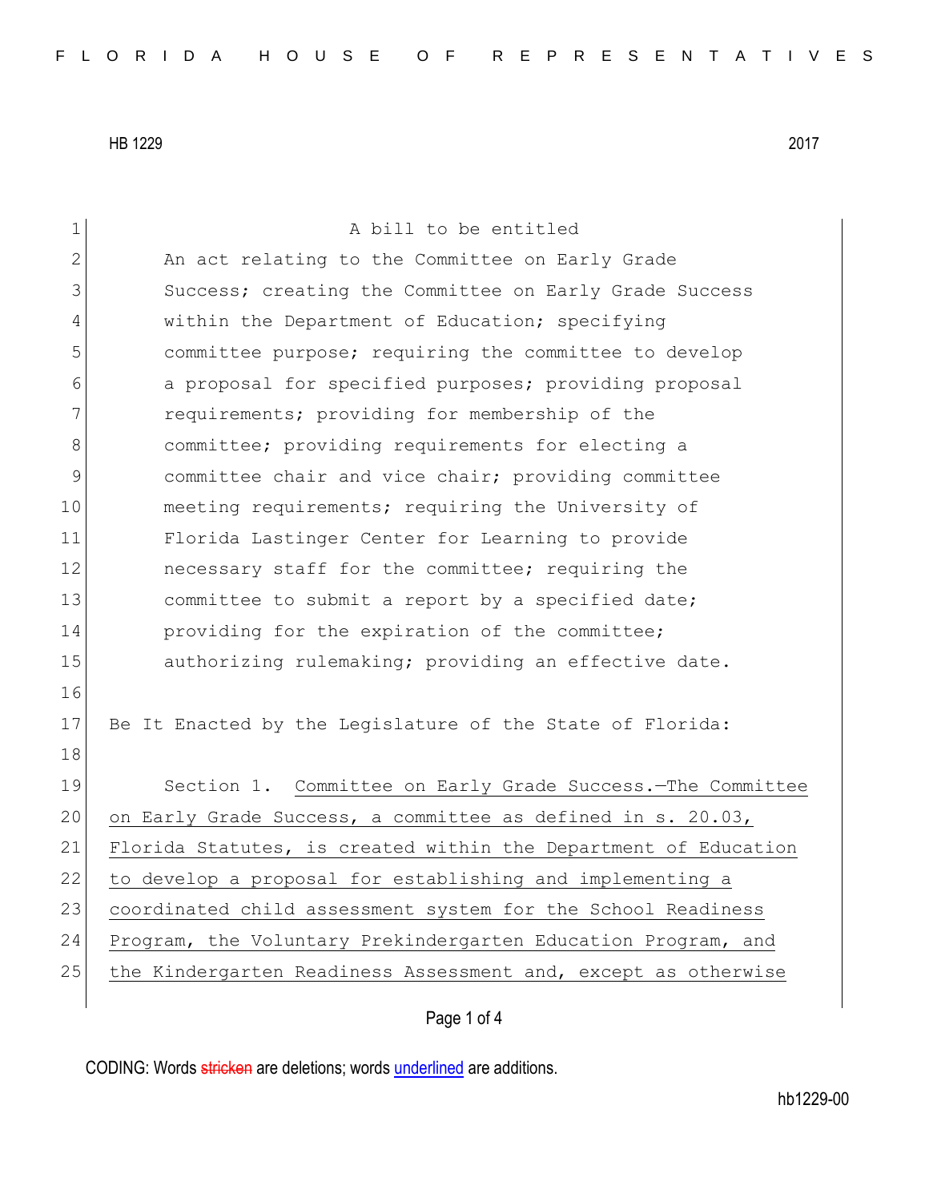HB 1229 2017

A bill to be entitled

An act relating to the Committee on Early Grade Success; creating the Committee on Early Grade Success within the Department of Education; specifying committee purpose; requiring the committee to develop a proposal for specified purposes; providing proposal requirements; providing for membership of the committee; providing requirements for electing a committee chair and vice chair; providing committee meeting requirements; requiring the University of Florida Lastinger Center for Learning to provide necessary staff for the committee; requiring the committee to submit a report by a specified date; providing for the expiration of the committee; authorizing rulemaking; providing an effective date.

Be It Enacted by the Legislature of the State of Florida:

Section 1. Committee on Early Grade Success.—The Committee on Early Grade Success, a committee as defined in s. 20.03, Florida Statutes, is created within the Department of Education to develop a proposal for establishing and implementing a coordinated child assessment system for the School Readiness Program, the Voluntary Prekindergarten Education Program, and the Kindergarten Readiness Assessment and, except as otherwise

CODING: Words stricken are deletions; words underlined are additions.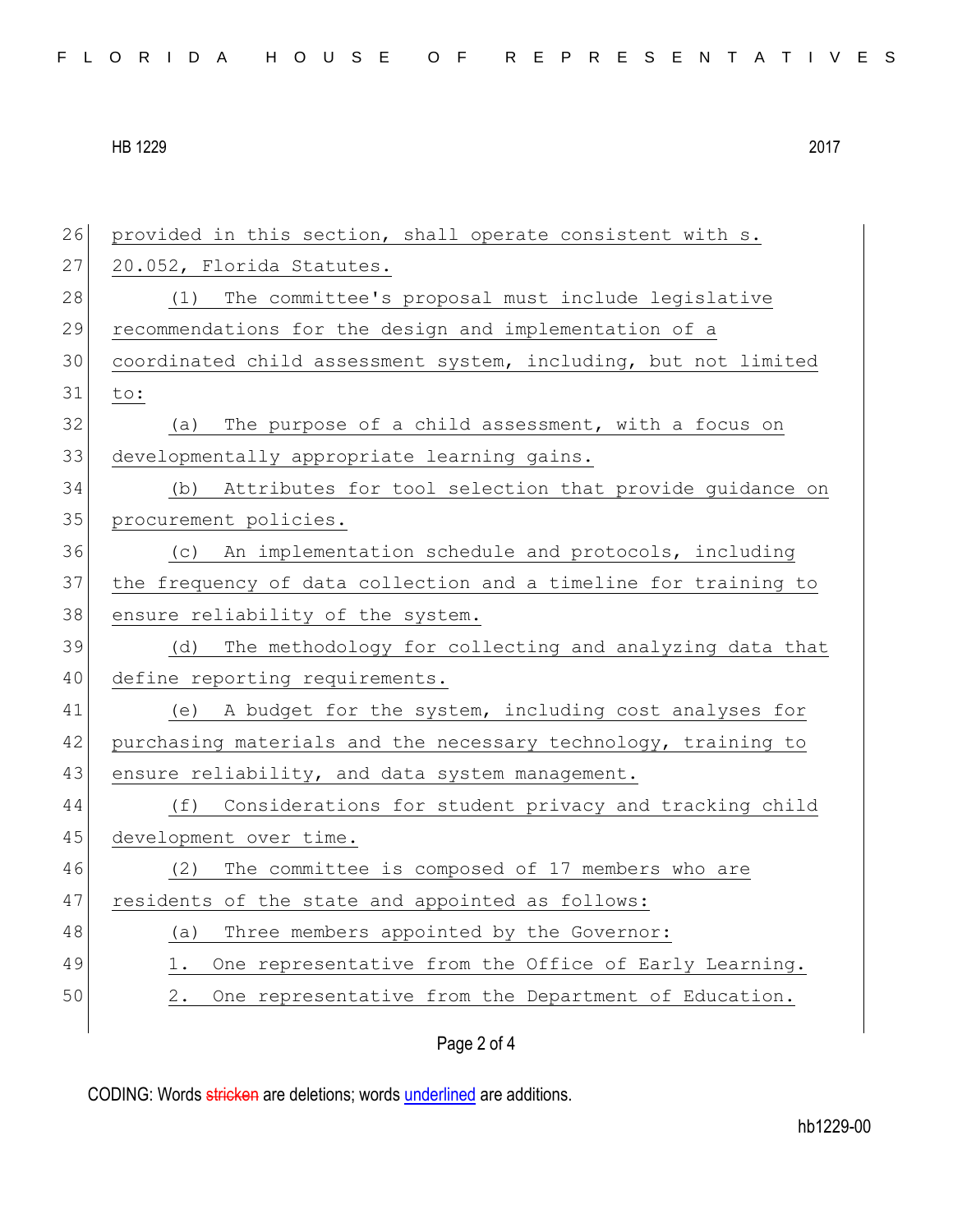provided in this section, shall operate consistent with s. 20.052, Florida Statutes.

(1) The committee's proposal must include legislative recommendations for the design and implementation of a coordinated child assessment system, including, but not limited to:

(a) The purpose of a child assessment, with a focus on developmentally appropriate learning gains.

(b) Attributes for tool selection that provide guidance on procurement policies.

(c) An implementation schedule and protocols, including the frequency of data collection and a timeline for training to ensure reliability of the system.

(d) The methodology for collecting and analyzing data that define reporting requirements.

(e) A budget for the system, including cost analyses for purchasing materials and the necessary technology, training to ensure reliability, and data system management.

(f) Considerations for student privacy and tracking child development over time.

(2) The committee is composed of 17 members who are residents of the state and appointed as follows:

(a) Three members appointed by the Governor:

1. One representative from the Office of Early Learning.

2. One representative from the Department of Education.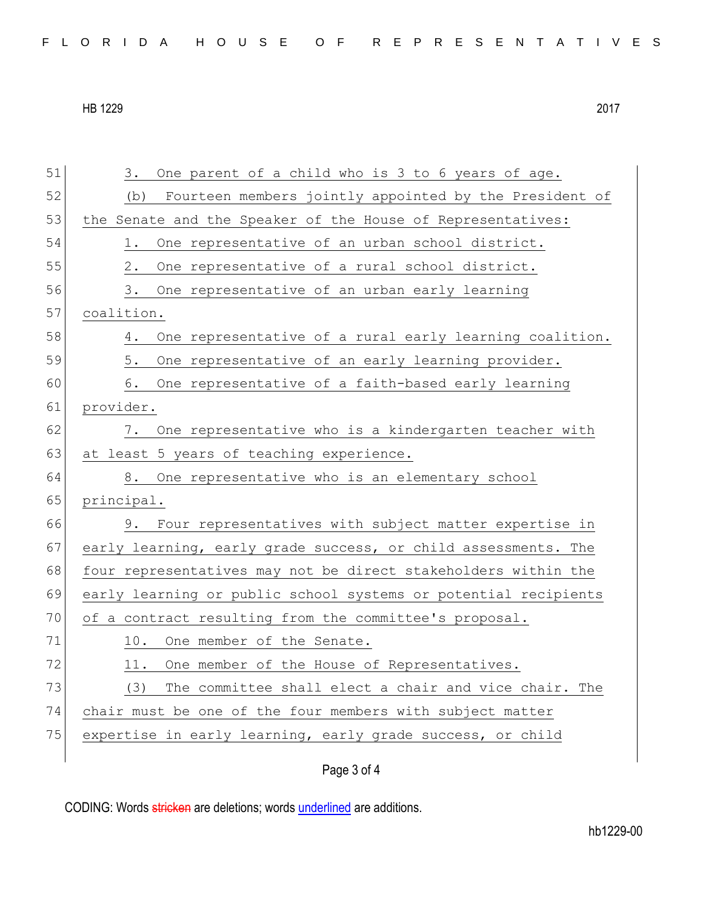3. One parent of a child who is 3 to 6 years of age.

(b) Fourteen members jointly appointed by the President of the Senate and the Speaker of the House of Representatives:

1. One representative of an urban school district.

2. One representative of a rural school district.

3. One representative of an urban early learning coalition.

4. One representative of a rural early learning coalition.

5. One representative of an early learning provider.

6. One representative of a faith-based early learning provider.

7. One representative who is a kindergarten teacher with at least 5 years of teaching experience.

8. One representative who is an elementary school principal.

9. Four representatives with subject matter expertise in early learning, early grade success, or child assessments. The four representatives may not be direct stakeholders within the early learning or public school systems or potential recipients of a contract resulting from the committee's proposal.

10. One member of the Senate.

11. One member of the House of Representatives.

(3) The committee shall elect a chair and vice chair. The chair must be one of the four members with subject matter expertise in early learning, early grade success, or child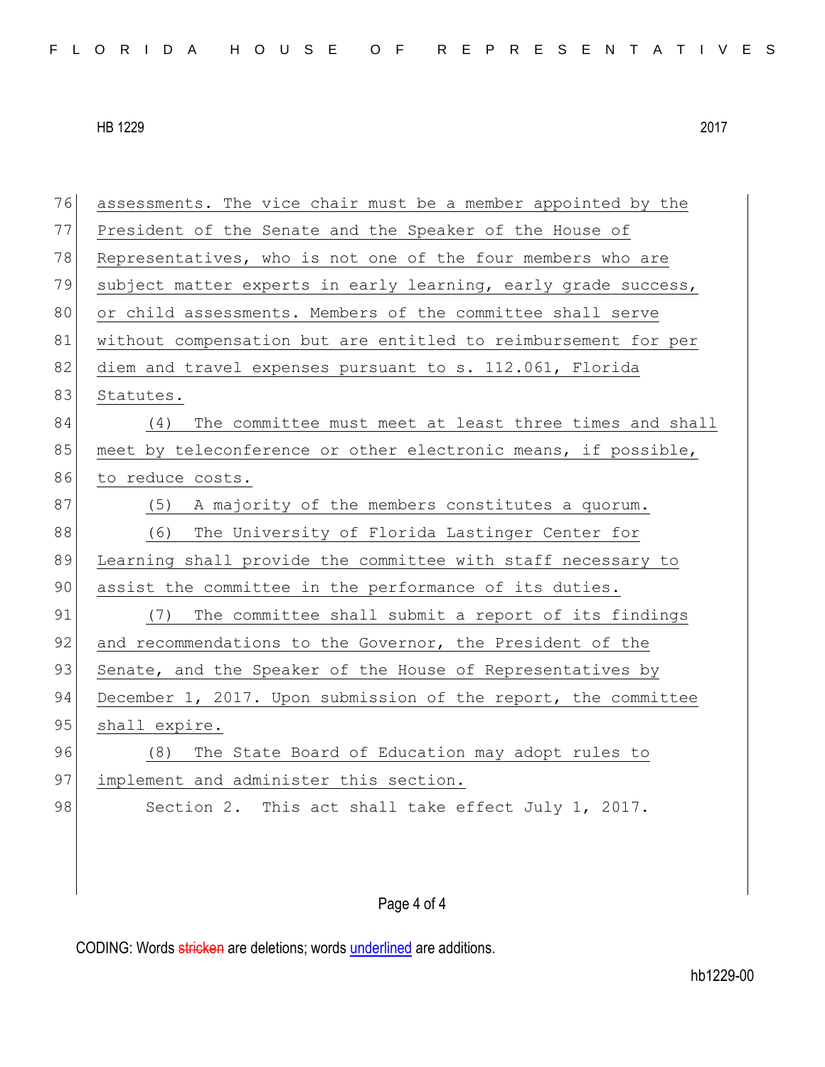assessments. The vice chair must be a member appointed by the President of the Senate and the Speaker of the House of Representatives, who is not one of the four members who are subject matter experts in early learning, early grade success, or child assessments. Members of the committee shall serve without compensation but are entitled to reimbursement for per diem and travel expenses pursuant to s. 112.061, Florida Statutes.

(4) The committee must meet at least three times and shall meet by teleconference or other electronic means, if possible, to reduce costs.

(5) A majority of the members constitutes a quorum.

(6) The University of Florida Lastinger Center for Learning shall provide the committee with staff necessary to assist the committee in the performance of its duties.

(7) The committee shall submit a report of its findings and recommendations to the Governor, the President of the Senate, and the Speaker of the House of Representatives by December 1, 2017. Upon submission of the report, the committee shall expire.

(8) The State Board of Education may adopt rules to implement and administer this section.

Section 2. This act shall take effect July 1, 2017.

CODING: Words stricken are deletions; words underlined are additions.